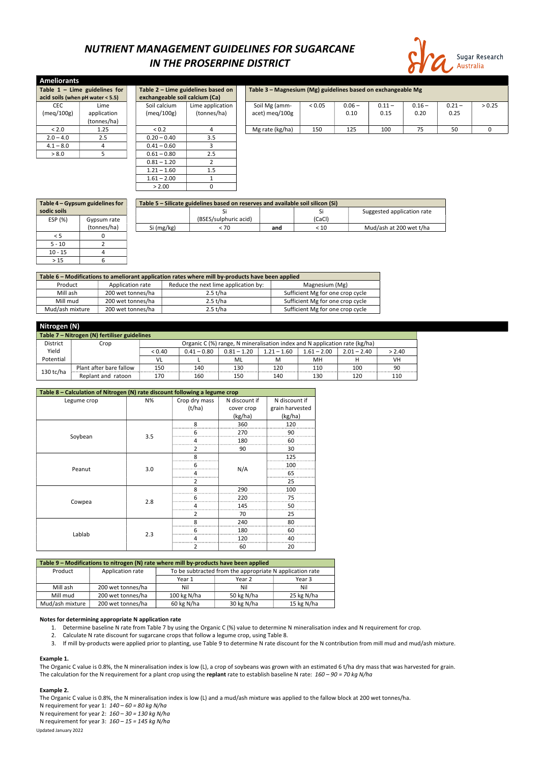# NUTRIENT MANAGEMENT GUIDELINES FOR SUGARCANE IN THE PROSERPINE DISTRICT

## Ameliorants

**Table 1 – Lime guidelines for acid soils (when pH water < 5.5)**

| CEC (meq/100g) | Lime application (tonnes/ha) |
|---|---|
| < 2.0 | 1.25 |
| 2.0 – 4.0 | 2.5 |
| 4.1 – 8.0 | 4 |
| > 8.0 | 5 |

**Table 2 – Lime guidelines based on exchangeable soil calcium (Ca)**

| Soil calcium (meq/100g) | Lime application (tonnes/ha) |
|---|---|
| < 0.2 | 4 |
| 0.20 – 0.40 | 3.5 |
| 0.41 – 0.60 | 3 |
| 0.61 – 0.80 | 2.5 |
| 0.81 – 1.20 | 2 |
| 1.21 – 1.60 | 1.5 |
| 1.61 – 2.00 | 1 |
| > 2.00 | 0 |

**Table 3 – Magnesium (Mg) guidelines based on exchangeable Mg**

| Soil Mg (amm-acet) meq/100g | < 0.05 | 0.06 – 0.10 | 0.11 – 0.15 | 0.16 – 0.20 | 0.21 – 0.25 | > 0.25 |
|---|---|---|---|---|---|---|
| Mg rate (kg/ha) | 150 | 125 | 100 | 75 | 50 | 0 |

**Table 4 – Gypsum guidelines for sodic soils**

| ESP (%) | Gypsum rate (tonnes/ha) |
|---|---|
| < 5 | 0 |
| 5 - 10 | 2 |
| 10 - 15 | 4 |
| > 15 | 6 |

**Table 5 – Silicate guidelines based on reserves and available soil silicon (Si)**

| | Si (BSES/sulphuric acid) | | Si (CaCl) | Suggested application rate |
|---|---|---|---|---|
| Si (mg/kg) | < 70 | and | < 10 | Mud/ash at 200 wet t/ha |

**Table 6 – Modifications to ameliorant application rates where mill by-products have been applied**

| Product | Application rate | Reduce the next lime application by: | Magnesium (Mg) |
|---|---|---|---|
| Mill ash | 200 wet tonnes/ha | 2.5 t/ha | Sufficient Mg for one crop cycle |
| Mill mud | 200 wet tonnes/ha | 2.5 t/ha | Sufficient Mg for one crop cycle |
| Mud/ash mixture | 200 wet tonnes/ha | 2.5 t/ha | Sufficient Mg for one crop cycle |

## Nitrogen (N)

**Table 7 – Nitrogen (N) fertiliser guidelines**

| District Yield Potential | Crop | Organic C (%) range, N mineralisation index and N application rate (kg/ha) | | | | | | |
|---|---|---|---|---|---|---|---|---|
| | | < 0.40 | 0.41 – 0.80 | 0.81 – 1.20 | 1.21 – 1.60 | 1.61 – 2.00 | 2.01 – 2.40 | > 2.40 |
| | | VL | L | ML | M | MH | H | VH |
| 130 tc/ha | Plant after bare fallow | 150 | 140 | 130 | 120 | 110 | 100 | 90 |
| | Replant and ratoon | 170 | 160 | 150 | 140 | 130 | 120 | 110 |

**Table 8 – Calculation of Nitrogen (N) rate discount following a legume crop**

| Legume crop | N% | Crop dry mass (t/ha) | N discount if cover crop (kg/ha) | N discount if grain harvested (kg/ha) |
|---|---|---|---|---|
| Soybean | 3.5 | 8 | 360 | 120 |
| | | 6 | 270 | 90 |
| | | 4 | 180 | 60 |
| | | 2 | 90 | 30 |
| Peanut | 3.0 | 8 | N/A | 125 |
| | | 6 | | 100 |
| | | 4 | | 65 |
| | | 2 | | 25 |
| Cowpea | 2.8 | 8 | 290 | 100 |
| | | 6 | 220 | 75 |
| | | 4 | 145 | 50 |
| | | 2 | 70 | 25 |
| Lablab | 2.3 | 8 | 240 | 80 |
| | | 6 | 180 | 60 |
| | | 4 | 120 | 40 |
| | | 2 | 60 | 20 |

**Table 9 – Modifications to nitrogen (N) rate where mill by-products have been applied**

| Product | Application rate | To be subtracted from the appropriate N application rate | | |
|---|---|---|---|---|
| | | Year 1 | Year 2 | Year 3 |
| Mill ash | 200 wet tonnes/ha | Nil | Nil | Nil |
| Mill mud | 200 wet tonnes/ha | 100 kg N/ha | 50 kg N/ha | 25 kg N/ha |
| Mud/ash mixture | 200 wet tonnes/ha | 60 kg N/ha | 30 kg N/ha | 15 kg N/ha |

**Notes for determining appropriate N application rate**

1. Determine baseline N rate from Table 7 by using the Organic C (%) value to determine N mineralisation index and N requirement for crop.
2. Calculate N rate discount for sugarcane crops that follow a legume crop, using Table 8.
3. If mill by-products were applied prior to planting, use Table 9 to determine N rate discount for the N contribution from mill mud and mud/ash mixture.

**Example 1.**

The Organic C value is 0.8%, the N mineralisation index is low (L), a crop of soybeans was grown with an estimated 6 t/ha dry mass that was harvested for grain. The calculation for the N requirement for a plant crop using the **replant** rate to establish baseline N rate: *160 – 90 = 70 kg N/ha*

**Example 2.**

The Organic C value is 0.8%, the N mineralisation index is low (L) and a mud/ash mixture was applied to the fallow block at 200 wet tonnes/ha.
N requirement for year 1: *140 – 60 = 80 kg N/ha*
N requirement for year 2: *160 – 30 = 130 kg N/ha*
N requirement for year 3: *160 – 15 = 145 kg N/ha*

Updated January 2022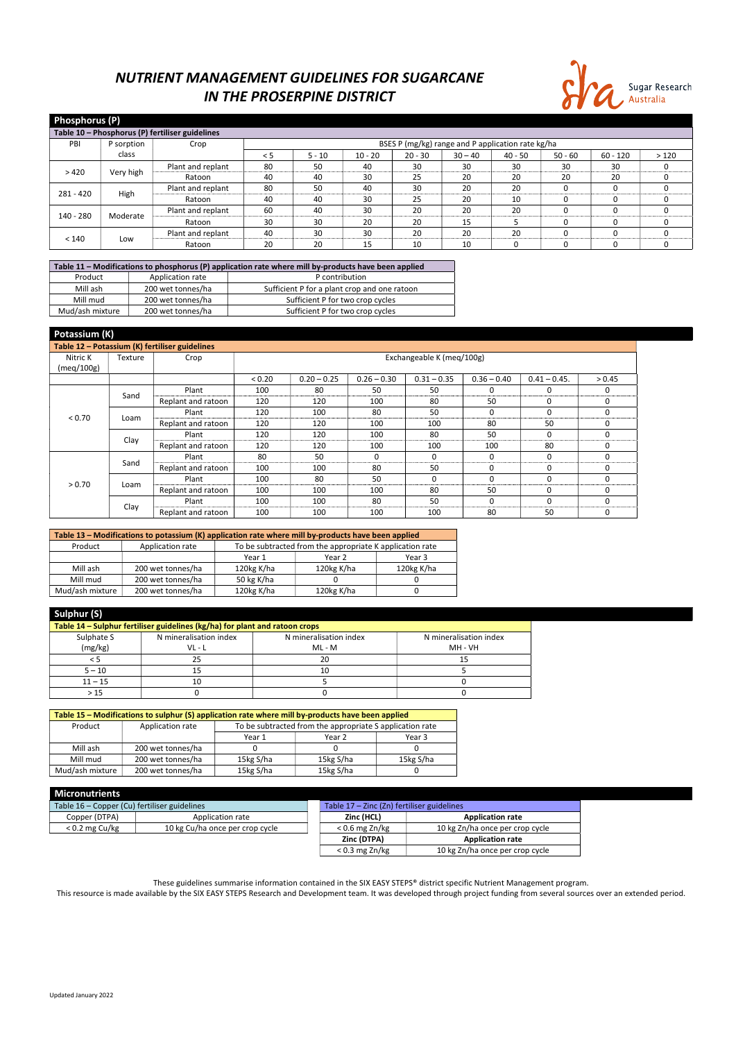# *NUTRIENT MANAGEMENT GUIDELINES FOR SUGARCANE IN THE PROSPERINE DISTRICT*

Sugar Research Australia

## Phosphorus (P)

**Table 10 – Phosphorus (P) fertiliser guidelines**

| PBI | P sorption class | Crop | BSES P (mg/kg) range and P application rate kg/ha | | | | | | | | |
|---|---|---|---|---|---|---|---|---|---|---|---|
| | | | < 5 | 5 - 10 | 10 - 20 | 20 - 30 | 30 – 40 | 40 - 50 | 50 - 60 | 60 - 120 | > 120 |
| > 420 | Very high | Plant and replant | 80 | 50 | 40 | 30 | 30 | 30 | 30 | 30 | 0 |
| | | Ratoon | 40 | 40 | 30 | 25 | 20 | 20 | 20 | 20 | 0 |
| 281 - 420 | High | Plant and replant | 80 | 50 | 40 | 30 | 20 | 20 | 0 | 0 | 0 |
| | | Ratoon | 40 | 40 | 30 | 25 | 20 | 10 | 0 | 0 | 0 |
| 140 - 280 | Moderate | Plant and replant | 60 | 40 | 30 | 20 | 20 | 20 | 0 | 0 | 0 |
| | | Ratoon | 30 | 30 | 20 | 20 | 15 | 5 | 0 | 0 | 0 |
| < 140 | Low | Plant and replant | 40 | 30 | 30 | 20 | 20 | 20 | 0 | 0 | 0 |
| | | Ratoon | 20 | 20 | 15 | 10 | 10 | 0 | 0 | 0 | 0 |

**Table 11 – Modifications to phosphorus (P) application rate where mill by-products have been applied**

| Product | Application rate | P contribution |
|---|---|---|
| Mill ash | 200 wet tonnes/ha | Sufficient P for a plant crop and one ratoon |
| Mill mud | 200 wet tonnes/ha | Sufficient P for two crop cycles |
| Mud/ash mixture | 200 wet tonnes/ha | Sufficient P for two crop cycles |

## Potassium (K)

**Table 12 – Potassium (K) fertiliser guidelines**

| Nitric K (meq/100g) | Texture | Crop | Exchangeable K (meq/100g) | | | | | | |
|---|---|---|---|---|---|---|---|---|---|
| | | | < 0.20 | 0.20 – 0.25 | 0.26 – 0.30 | 0.31 – 0.35 | 0.36 – 0.40 | 0.41 – 0.45. | > 0.45 |
| < 0.70 | Sand | Plant | 100 | 80 | 50 | 50 | 0 | 0 | 0 |
| | | Replant and ratoon | 120 | 120 | 100 | 80 | 50 | 0 | 0 |
| | Loam | Plant | 120 | 100 | 80 | 50 | 0 | 0 | 0 |
| | | Replant and ratoon | 120 | 120 | 100 | 100 | 80 | 50 | 0 |
| | Clay | Plant | 120 | 120 | 100 | 80 | 50 | 0 | 0 |
| | | Replant and ratoon | 120 | 120 | 100 | 100 | 100 | 80 | 0 |
| > 0.70 | Sand | Plant | 80 | 50 | 0 | 0 | 0 | 0 | 0 |
| | | Replant and ratoon | 100 | 100 | 80 | 50 | 0 | 0 | 0 |
| | Loam | Plant | 100 | 80 | 50 | 0 | 0 | 0 | 0 |
| | | Replant and ratoon | 100 | 100 | 100 | 80 | 50 | 0 | 0 |
| | Clay | Plant | 100 | 100 | 80 | 50 | 0 | 0 | 0 |
| | | Replant and ratoon | 100 | 100 | 100 | 100 | 80 | 50 | 0 |

**Table 13 – Modifications to potassium (K) application rate where mill by-products have been applied**

| Product | Application rate | To be subtracted from the appropriate K application rate | | |
|---|---|---|---|---|
| | | Year 1 | Year 2 | Year 3 |
| Mill ash | 200 wet tonnes/ha | 120kg K/ha | 120kg K/ha | 120kg K/ha |
| Mill mud | 200 wet tonnes/ha | 50 kg K/ha | 0 | 0 |
| Mud/ash mixture | 200 wet tonnes/ha | 120kg K/ha | 120kg K/ha | 0 |

## Sulphur (S)

**Table 14 – Sulphur fertiliser guidelines (kg/ha) for plant and ratoon crops**

| Sulphate S (mg/kg) | N mineralisation index VL - L | N mineralisation index ML - M | N mineralisation index MH - VH |
|---|---|---|---|
| < 5 | 25 | 20 | 15 |
| 5 – 10 | 15 | 10 | 5 |
| 11 – 15 | 10 | 5 | 0 |
| > 15 | 0 | 0 | 0 |

**Table 15 – Modifications to sulphur (S) application rate where mill by-products have been applied**

| Product | Application rate | To be subtracted from the appropriate S application rate | | |
|---|---|---|---|---|
| | | Year 1 | Year 2 | Year 3 |
| Mill ash | 200 wet tonnes/ha | 0 | 0 | 0 |
| Mill mud | 200 wet tonnes/ha | 15kg S/ha | 15kg S/ha | 15kg S/ha |
| Mud/ash mixture | 200 wet tonnes/ha | 15kg S/ha | 15kg S/ha | 0 |

## Micronutrients

Table 16 – Copper (Cu) fertiliser guidelines

| Copper (DTPA) | Application rate |
|---|---|
| < 0.2 mg Cu/kg | 10 kg Cu/ha once per crop cycle |

Table 17 – Zinc (Zn) fertiliser guidelines

| Zinc (HCL) | Application rate |
|---|---|
| < 0.6 mg Zn/kg | 10 kg Zn/ha once per crop cycle |
| **Zinc (DTPA)** | **Application rate** |
| < 0.3 mg Zn/kg | 10 kg Zn/ha once per crop cycle |

These guidelines summarise information contained in the SIX EASY STEPS® district specific Nutrient Management program.
This resource is made available by the SIX EASY STEPS Research and Development team. It was developed through project funding from several sources over an extended period.

Updated January 2022